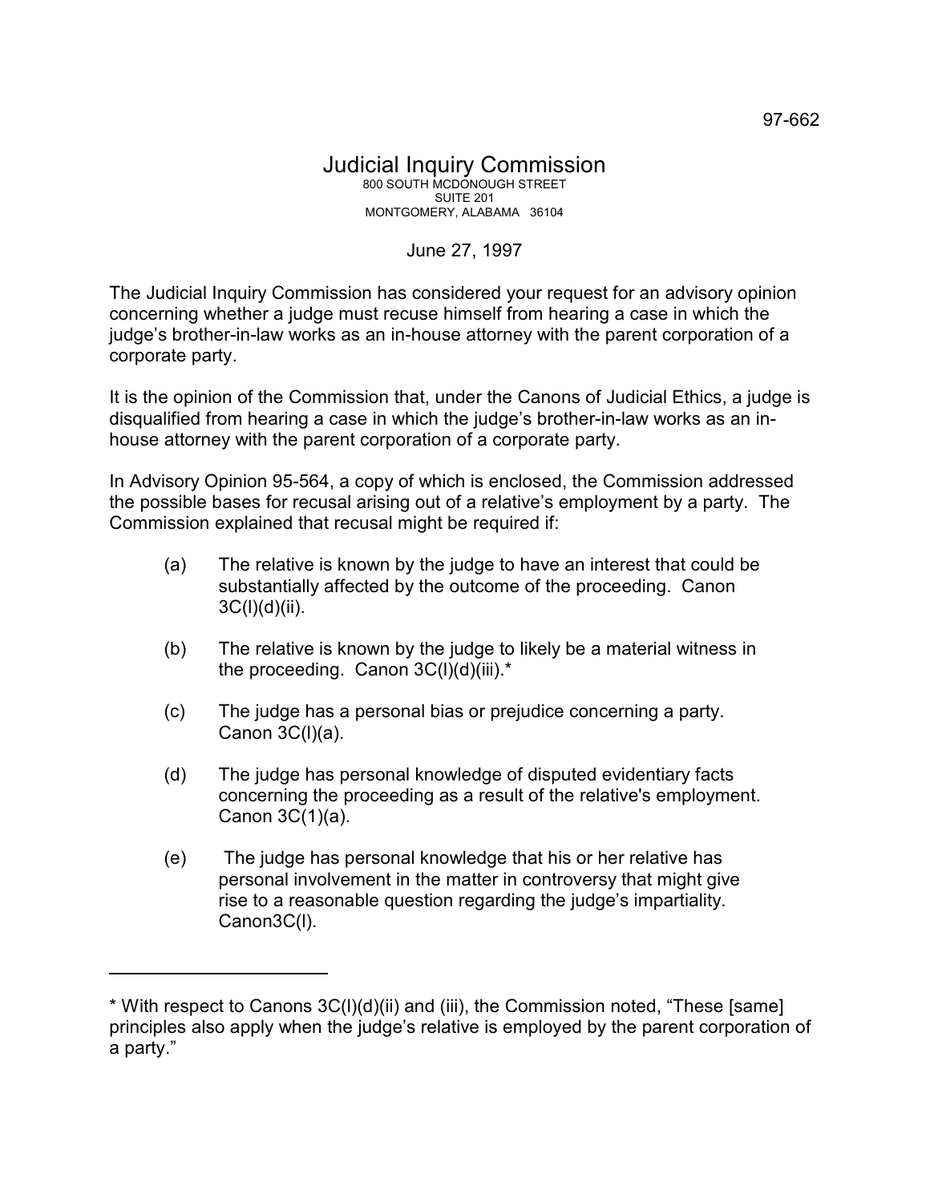97-662

# Judicial Inquiry Commission

800 SOUTH MCDONOUGH STREET
SUITE 201
MONTGOMERY, ALABAMA 36104

June 27, 1997

The Judicial Inquiry Commission has considered your request for an advisory opinion concerning whether a judge must recuse himself from hearing a case in which the judge's brother-in-law works as an in-house attorney with the parent corporation of a corporate party.

It is the opinion of the Commission that, under the Canons of Judicial Ethics, a judge is disqualified from hearing a case in which the judge's brother-in-law works as an in-house attorney with the parent corporation of a corporate party.

In Advisory Opinion 95-564, a copy of which is enclosed, the Commission addressed the possible bases for recusal arising out of a relative's employment by a party. The Commission explained that recusal might be required if:

(a) The relative is known by the judge to have an interest that could be substantially affected by the outcome of the proceeding. Canon 3C(l)(d)(ii).

(b) The relative is known by the judge to likely be a material witness in the proceeding. Canon 3C(l)(d)(iii).*

(c) The judge has a personal bias or prejudice concerning a party. Canon 3C(l)(a).

(d) The judge has personal knowledge of disputed evidentiary facts concerning the proceeding as a result of the relative's employment. Canon 3C(1)(a).

(e) The judge has personal knowledge that his or her relative has personal involvement in the matter in controversy that might give rise to a reasonable question regarding the judge's impartiality. Canon3C(l).

---

* With respect to Canons 3C(l)(d)(ii) and (iii), the Commission noted, "These [same] principles also apply when the judge's relative is employed by the parent corporation of a party."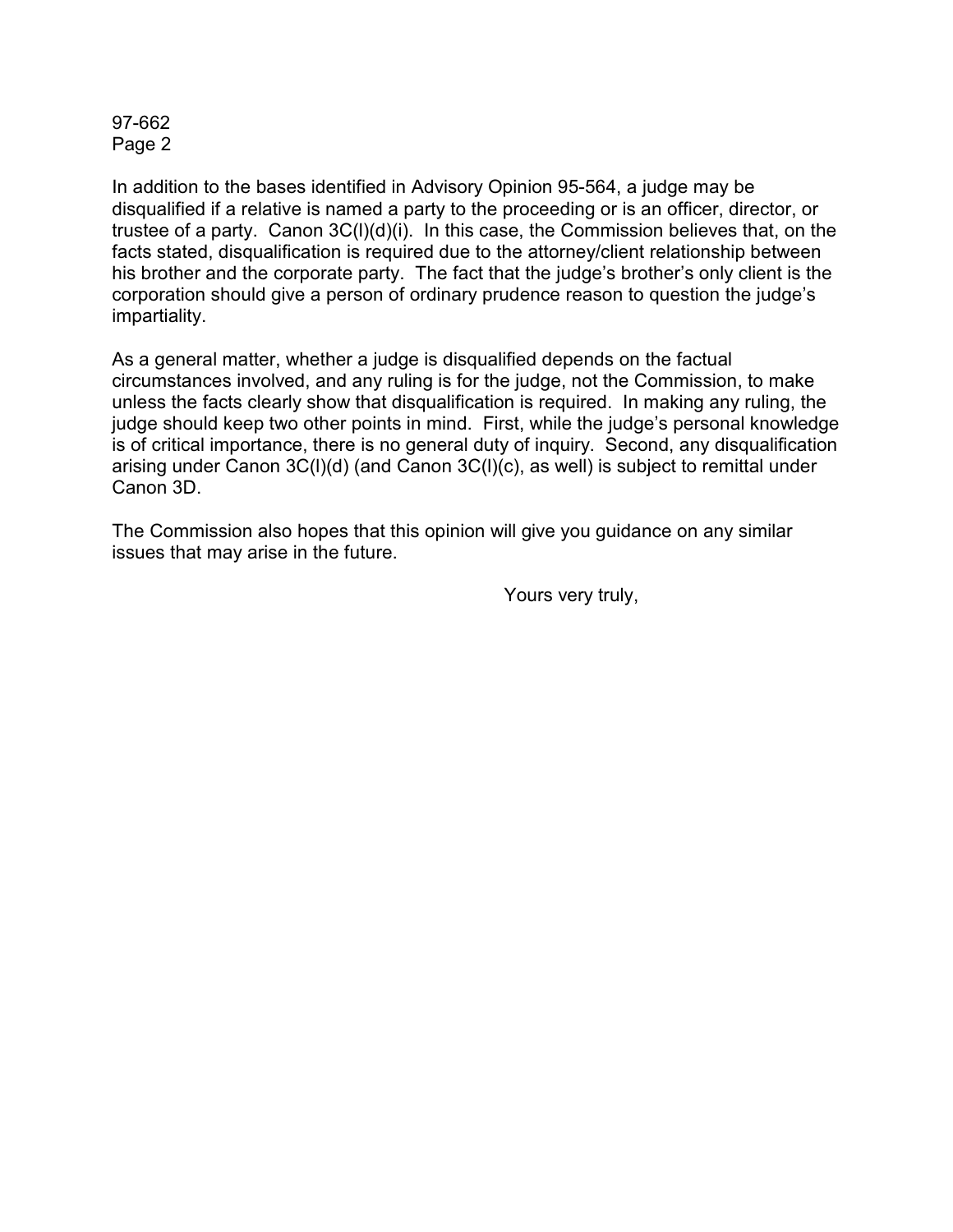In addition to the bases identified in Advisory Opinion 95-564, a judge may be disqualified if a relative is named a party to the proceeding or is an officer, director, or trustee of a party. Canon 3C(l)(d)(i). In this case, the Commission believes that, on the facts stated, disqualification is required due to the attorney/client relationship between his brother and the corporate party. The fact that the judge's brother's only client is the corporation should give a person of ordinary prudence reason to question the judge's impartiality.

As a general matter, whether a judge is disqualified depends on the factual circumstances involved, and any ruling is for the judge, not the Commission, to make unless the facts clearly show that disqualification is required. In making any ruling, the judge should keep two other points in mind. First, while the judge's personal knowledge is of critical importance, there is no general duty of inquiry. Second, any disqualification arising under Canon 3C(l)(d) (and Canon 3C(l)(c), as well) is subject to remittal under Canon 3D.

The Commission also hopes that this opinion will give you guidance on any similar issues that may arise in the future.

Yours very truly,